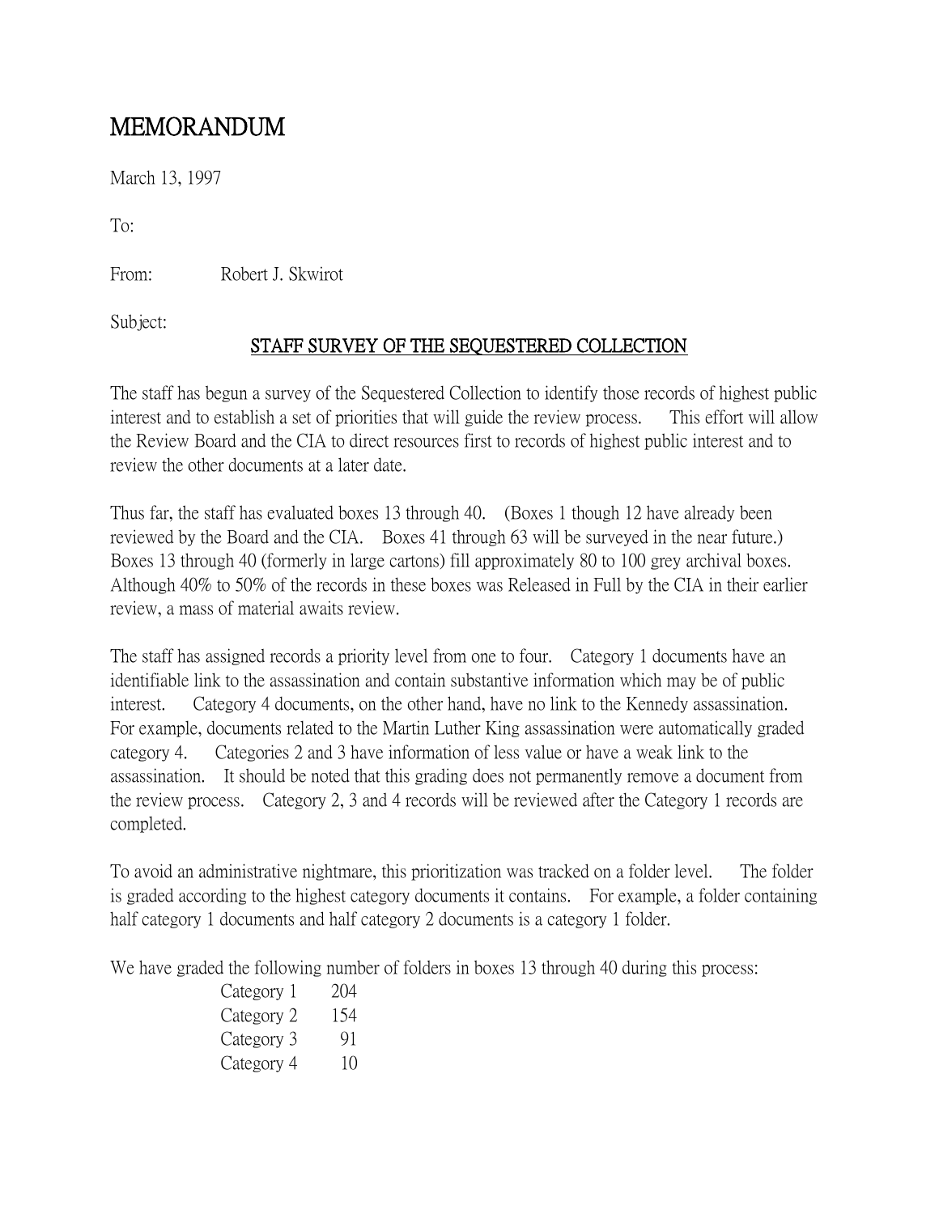# MEMORANDUM

March 13, 1997

To:

From: Robert J. Skwirot

Subject:

## STAFF SURVEY OF THE SEQUESTERED COLLECTION

The staff has begun a survey of the Sequestered Collection to identify those records of highest public interest and to establish a set of priorities that will guide the review process. This effort will allow the Review Board and the CIA to direct resources first to records of highest public interest and to review the other documents at a later date.

Thus far, the staff has evaluated boxes 13 through 40. (Boxes 1 though 12 have already been reviewed by the Board and the CIA. Boxes 41 through 63 will be surveyed in the near future.) Boxes 13 through 40 (formerly in large cartons) fill approximately 80 to 100 grey archival boxes. Although 40% to 50% of the records in these boxes was Released in Full by the CIA in their earlier review, a mass of material awaits review.

The staff has assigned records a priority level from one to four. Category 1 documents have an identifiable link to the assassination and contain substantive information which may be of public interest. Category 4 documents, on the other hand, have no link to the Kennedy assassination. For example, documents related to the Martin Luther King assassination were automatically graded category 4. Categories 2 and 3 have information of less value or have a weak link to the assassination. It should be noted that this grading does not permanently remove a document from the review process. Category 2, 3 and 4 records will be reviewed after the Category 1 records are completed.

To avoid an administrative nightmare, this prioritization was tracked on a folder level. The folder is graded according to the highest category documents it contains. For example, a folder containing half category 1 documents and half category 2 documents is a category 1 folder.

We have graded the following number of folders in boxes 13 through 40 during this process:

| Category | Folders |
|---|---|
| Category 1 | 204 |
| Category 2 | 154 |
| Category 3 | 91 |
| Category 4 | 10 |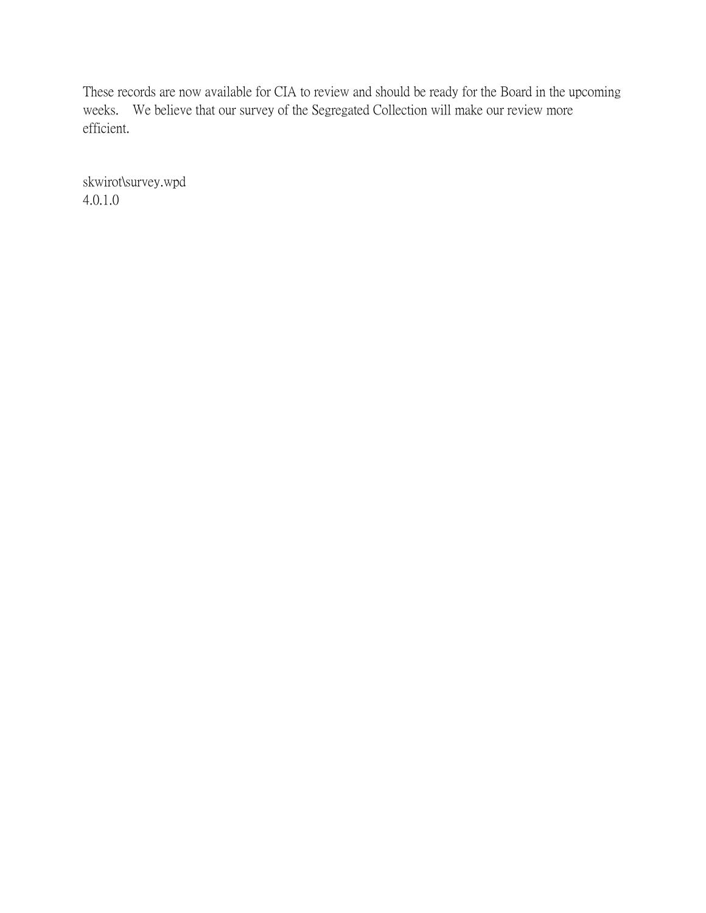These records are now available for CIA to review and should be ready for the Board in the upcoming weeks. We believe that our survey of the Segregated Collection will make our review more efficient.

skwirot\survey.wpd
4.0.1.0